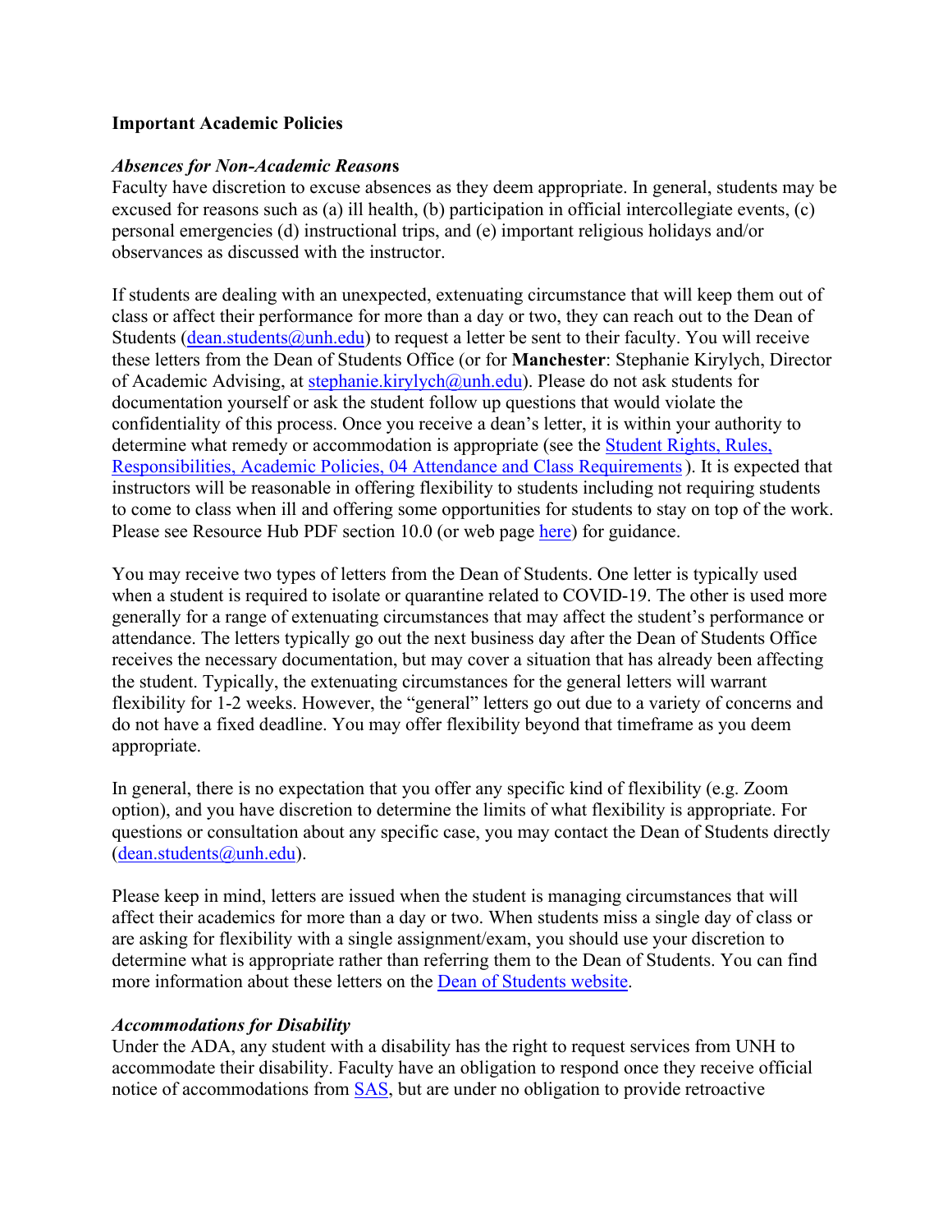**Important Academic Policies**

***Absences for Non-Academic Reasons***
Faculty have discretion to excuse absences as they deem appropriate. In general, students may be excused for reasons such as (a) ill health, (b) participation in official intercollegiate events, (c) personal emergencies (d) instructional trips, and (e) important religious holidays and/or observances as discussed with the instructor.

If students are dealing with an unexpected, extenuating circumstance that will keep them out of class or affect their performance for more than a day or two, they can reach out to the Dean of Students (dean.students@unh.edu) to request a letter be sent to their faculty. You will receive these letters from the Dean of Students Office (or for **Manchester**: Stephanie Kirylych, Director of Academic Advising, at stephanie.kirylych@unh.edu). Please do not ask students for documentation yourself or ask the student follow up questions that would violate the confidentiality of this process. Once you receive a dean's letter, it is within your authority to determine what remedy or accommodation is appropriate (see the Student Rights, Rules, Responsibilities, Academic Policies, 04 Attendance and Class Requirements ). It is expected that instructors will be reasonable in offering flexibility to students including not requiring students to come to class when ill and offering some opportunities for students to stay on top of the work. Please see Resource Hub PDF section 10.0 (or web page here) for guidance.

You may receive two types of letters from the Dean of Students. One letter is typically used when a student is required to isolate or quarantine related to COVID-19. The other is used more generally for a range of extenuating circumstances that may affect the student's performance or attendance. The letters typically go out the next business day after the Dean of Students Office receives the necessary documentation, but may cover a situation that has already been affecting the student. Typically, the extenuating circumstances for the general letters will warrant flexibility for 1-2 weeks. However, the "general" letters go out due to a variety of concerns and do not have a fixed deadline. You may offer flexibility beyond that timeframe as you deem appropriate.

In general, there is no expectation that you offer any specific kind of flexibility (e.g. Zoom option), and you have discretion to determine the limits of what flexibility is appropriate. For questions or consultation about any specific case, you may contact the Dean of Students directly (dean.students@unh.edu).

Please keep in mind, letters are issued when the student is managing circumstances that will affect their academics for more than a day or two. When students miss a single day of class or are asking for flexibility with a single assignment/exam, you should use your discretion to determine what is appropriate rather than referring them to the Dean of Students. You can find more information about these letters on the Dean of Students website.

***Accommodations for Disability***
Under the ADA, any student with a disability has the right to request services from UNH to accommodate their disability. Faculty have an obligation to respond once they receive official notice of accommodations from SAS, but are under no obligation to provide retroactive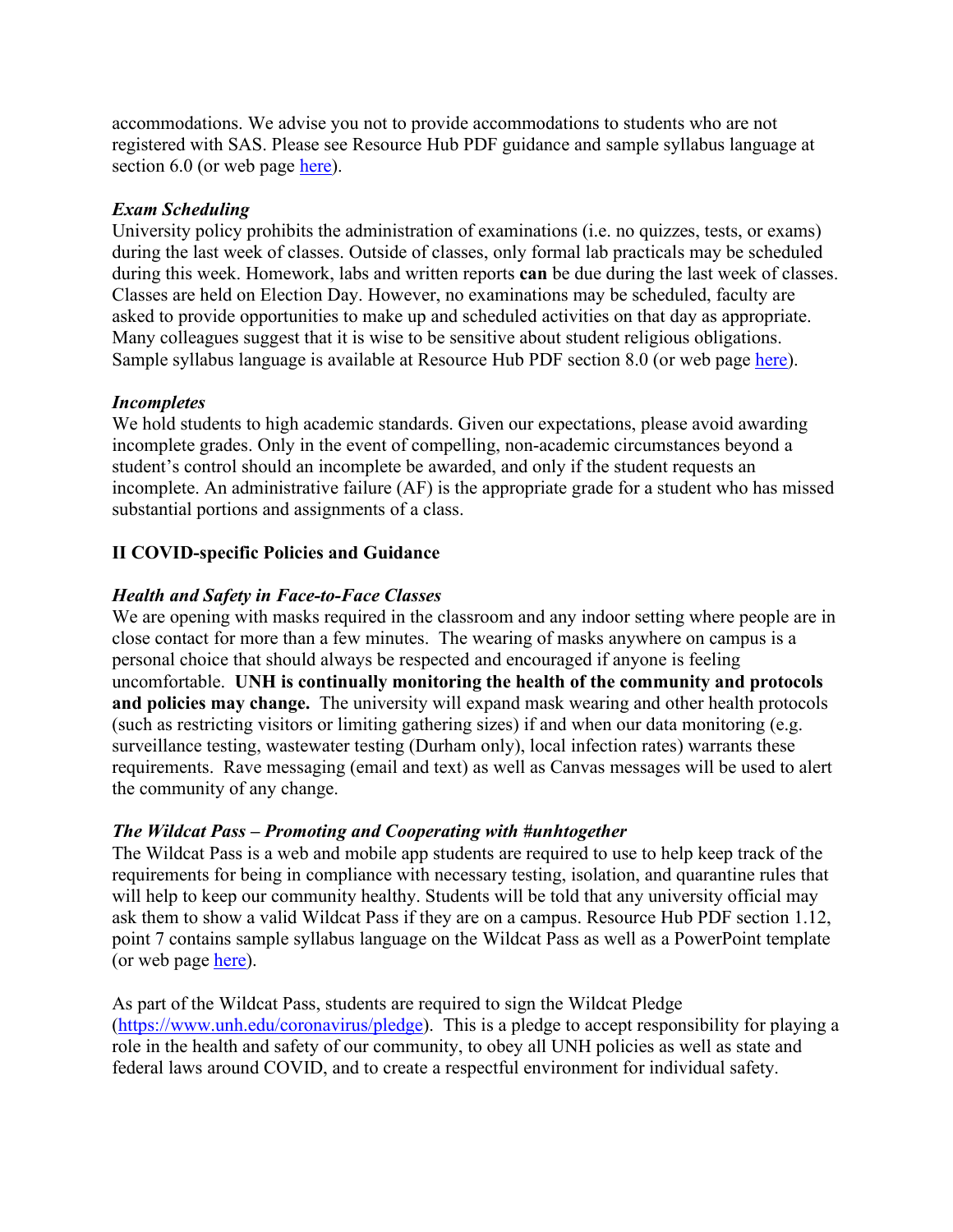accommodations. We advise you not to provide accommodations to students who are not registered with SAS. Please see Resource Hub PDF guidance and sample syllabus language at section 6.0 (or web page here).

***Exam Scheduling***

University policy prohibits the administration of examinations (i.e. no quizzes, tests, or exams) during the last week of classes. Outside of classes, only formal lab practicals may be scheduled during this week. Homework, labs and written reports **can** be due during the last week of classes. Classes are held on Election Day. However, no examinations may be scheduled, faculty are asked to provide opportunities to make up and scheduled activities on that day as appropriate. Many colleagues suggest that it is wise to be sensitive about student religious obligations. Sample syllabus language is available at Resource Hub PDF section 8.0 (or web page here).

***Incompletes***

We hold students to high academic standards. Given our expectations, please avoid awarding incomplete grades. Only in the event of compelling, non-academic circumstances beyond a student's control should an incomplete be awarded, and only if the student requests an incomplete. An administrative failure (AF) is the appropriate grade for a student who has missed substantial portions and assignments of a class.

## II COVID-specific Policies and Guidance

***Health and Safety in Face-to-Face Classes***

We are opening with masks required in the classroom and any indoor setting where people are in close contact for more than a few minutes. The wearing of masks anywhere on campus is a personal choice that should always be respected and encouraged if anyone is feeling uncomfortable. **UNH is continually monitoring the health of the community and protocols and policies may change.** The university will expand mask wearing and other health protocols (such as restricting visitors or limiting gathering sizes) if and when our data monitoring (e.g. surveillance testing, wastewater testing (Durham only), local infection rates) warrants these requirements. Rave messaging (email and text) as well as Canvas messages will be used to alert the community of any change.

***The Wildcat Pass – Promoting and Cooperating with #unhtogether***

The Wildcat Pass is a web and mobile app students are required to use to help keep track of the requirements for being in compliance with necessary testing, isolation, and quarantine rules that will help to keep our community healthy. Students will be told that any university official may ask them to show a valid Wildcat Pass if they are on a campus. Resource Hub PDF section 1.12, point 7 contains sample syllabus language on the Wildcat Pass as well as a PowerPoint template (or web page here).

As part of the Wildcat Pass, students are required to sign the Wildcat Pledge (https://www.unh.edu/coronavirus/pledge). This is a pledge to accept responsibility for playing a role in the health and safety of our community, to obey all UNH policies as well as state and federal laws around COVID, and to create a respectful environment for individual safety.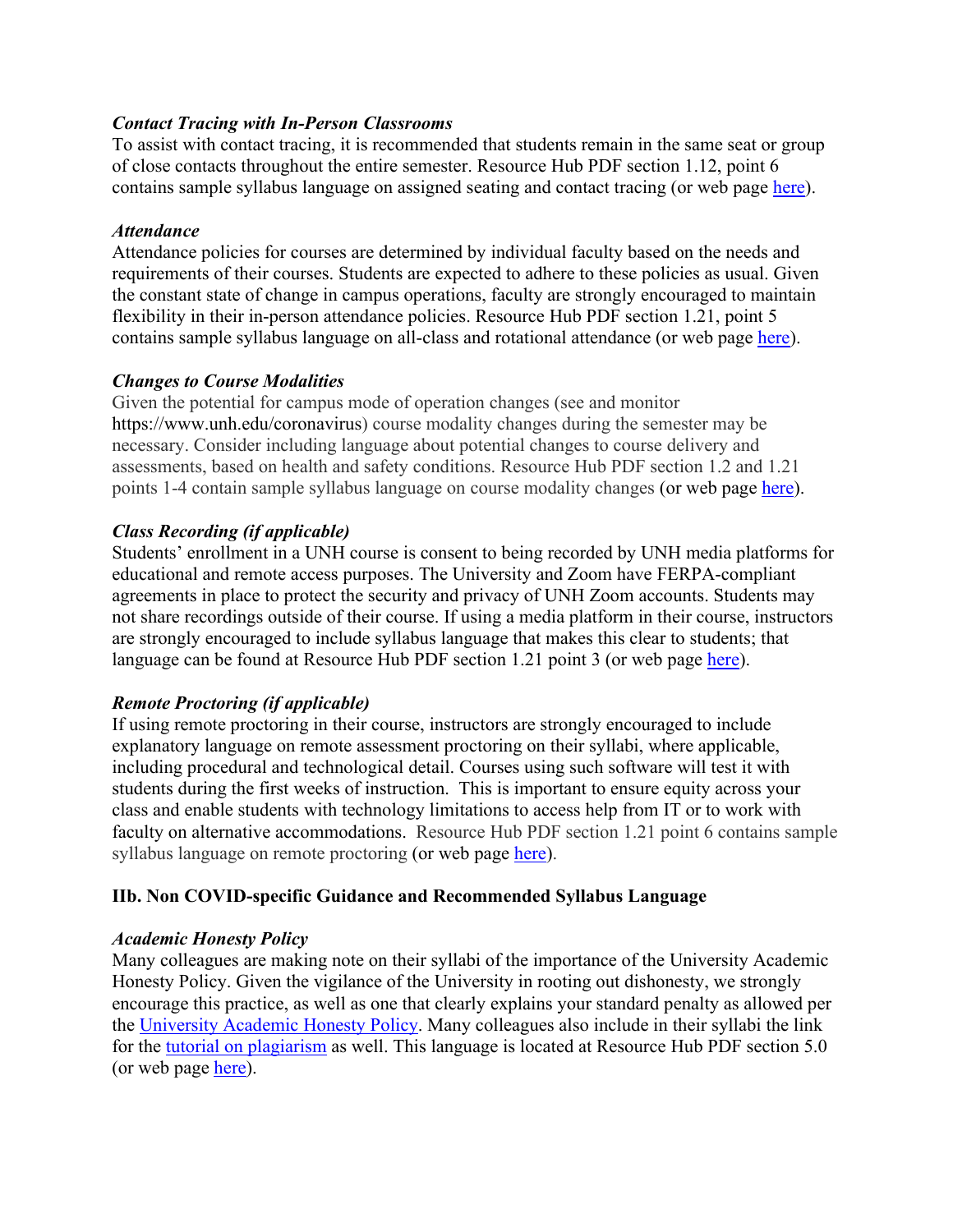***Contact Tracing with In-Person Classrooms***

To assist with contact tracing, it is recommended that students remain in the same seat or group of close contacts throughout the entire semester. Resource Hub PDF section 1.12, point 6 contains sample syllabus language on assigned seating and contact tracing (or web page here).

***Attendance***

Attendance policies for courses are determined by individual faculty based on the needs and requirements of their courses. Students are expected to adhere to these policies as usual. Given the constant state of change in campus operations, faculty are strongly encouraged to maintain flexibility in their in-person attendance policies. Resource Hub PDF section 1.21, point 5 contains sample syllabus language on all-class and rotational attendance (or web page here).

***Changes to Course Modalities***

Given the potential for campus mode of operation changes (see and monitor https://www.unh.edu/coronavirus) course modality changes during the semester may be necessary. Consider including language about potential changes to course delivery and assessments, based on health and safety conditions. Resource Hub PDF section 1.2 and 1.21 points 1-4 contain sample syllabus language on course modality changes (or web page here).

***Class Recording (if applicable)***

Students' enrollment in a UNH course is consent to being recorded by UNH media platforms for educational and remote access purposes. The University and Zoom have FERPA-compliant agreements in place to protect the security and privacy of UNH Zoom accounts. Students may not share recordings outside of their course. If using a media platform in their course, instructors are strongly encouraged to include syllabus language that makes this clear to students; that language can be found at Resource Hub PDF section 1.21 point 3 (or web page here).

***Remote Proctoring (if applicable)***

If using remote proctoring in their course, instructors are strongly encouraged to include explanatory language on remote assessment proctoring on their syllabi, where applicable, including procedural and technological detail. Courses using such software will test it with students during the first weeks of instruction. This is important to ensure equity across your class and enable students with technology limitations to access help from IT or to work with faculty on alternative accommodations. Resource Hub PDF section 1.21 point 6 contains sample syllabus language on remote proctoring (or web page here).

## IIb. Non COVID-specific Guidance and Recommended Syllabus Language

***Academic Honesty Policy***

Many colleagues are making note on their syllabi of the importance of the University Academic Honesty Policy. Given the vigilance of the University in rooting out dishonesty, we strongly encourage this practice, as well as one that clearly explains your standard penalty as allowed per the University Academic Honesty Policy. Many colleagues also include in their syllabi the link for the tutorial on plagiarism as well. This language is located at Resource Hub PDF section 5.0 (or web page here).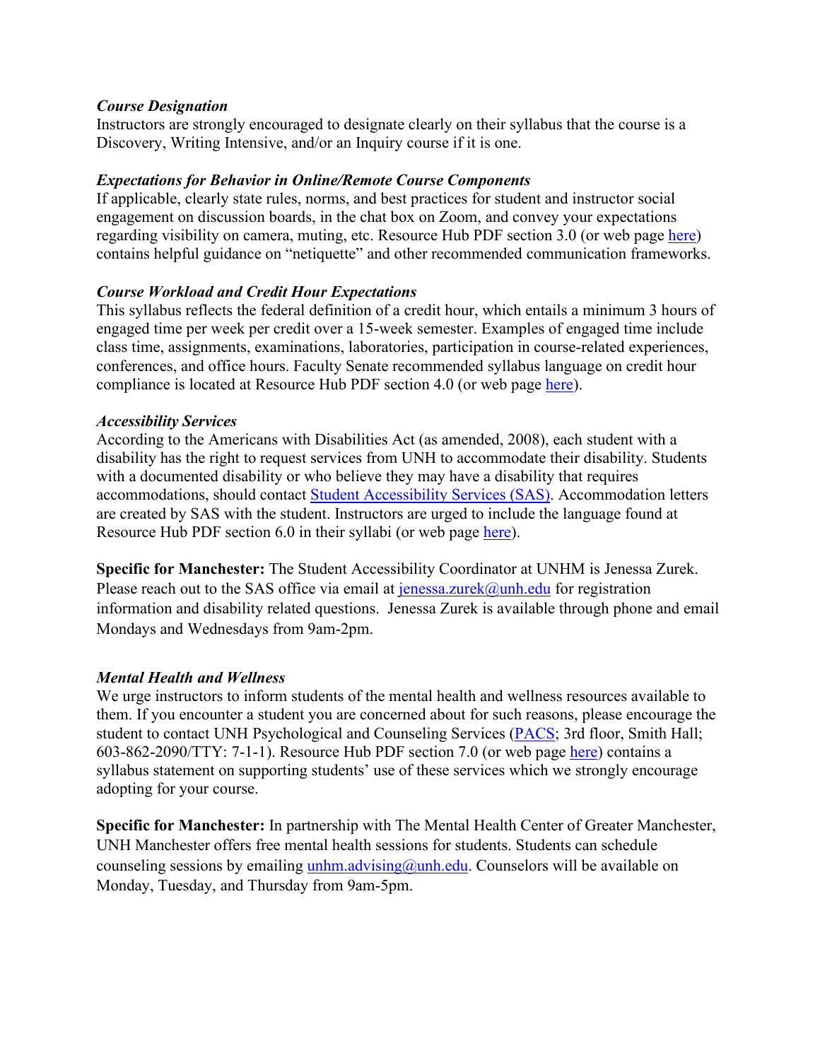*Course Designation*

Instructors are strongly encouraged to designate clearly on their syllabus that the course is a Discovery, Writing Intensive, and/or an Inquiry course if it is one.

*Expectations for Behavior in Online/Remote Course Components*

If applicable, clearly state rules, norms, and best practices for student and instructor social engagement on discussion boards, in the chat box on Zoom, and convey your expectations regarding visibility on camera, muting, etc. Resource Hub PDF section 3.0 (or web page [here](#)) contains helpful guidance on "netiquette" and other recommended communication frameworks.

*Course Workload and Credit Hour Expectations*

This syllabus reflects the federal definition of a credit hour, which entails a minimum 3 hours of engaged time per week per credit over a 15-week semester. Examples of engaged time include class time, assignments, examinations, laboratories, participation in course-related experiences, conferences, and office hours. Faculty Senate recommended syllabus language on credit hour compliance is located at Resource Hub PDF section 4.0 (or web page [here](#)).

*Accessibility Services*

According to the Americans with Disabilities Act (as amended, 2008), each student with a disability has the right to request services from UNH to accommodate their disability. Students with a documented disability or who believe they may have a disability that requires accommodations, should contact [Student Accessibility Services (SAS)](#). Accommodation letters are created by SAS with the student. Instructors are urged to include the language found at Resource Hub PDF section 6.0 in their syllabi (or web page [here](#)).

**Specific for Manchester:** The Student Accessibility Coordinator at UNHM is Jenessa Zurek. Please reach out to the SAS office via email at [jenessa.zurek@unh.edu](mailto:jenessa.zurek@unh.edu) for registration information and disability related questions. Jenessa Zurek is available through phone and email Mondays and Wednesdays from 9am-2pm.

*Mental Health and Wellness*

We urge instructors to inform students of the mental health and wellness resources available to them. If you encounter a student you are concerned about for such reasons, please encourage the student to contact UNH Psychological and Counseling Services ([PACS](#); 3rd floor, Smith Hall; 603-862-2090/TTY: 7-1-1). Resource Hub PDF section 7.0 (or web page [here](#)) contains a syllabus statement on supporting students' use of these services which we strongly encourage adopting for your course.

**Specific for Manchester:** In partnership with The Mental Health Center of Greater Manchester, UNH Manchester offers free mental health sessions for students. Students can schedule counseling sessions by emailing [unhm.advising@unh.edu](mailto:unhm.advising@unh.edu). Counselors will be available on Monday, Tuesday, and Thursday from 9am-5pm.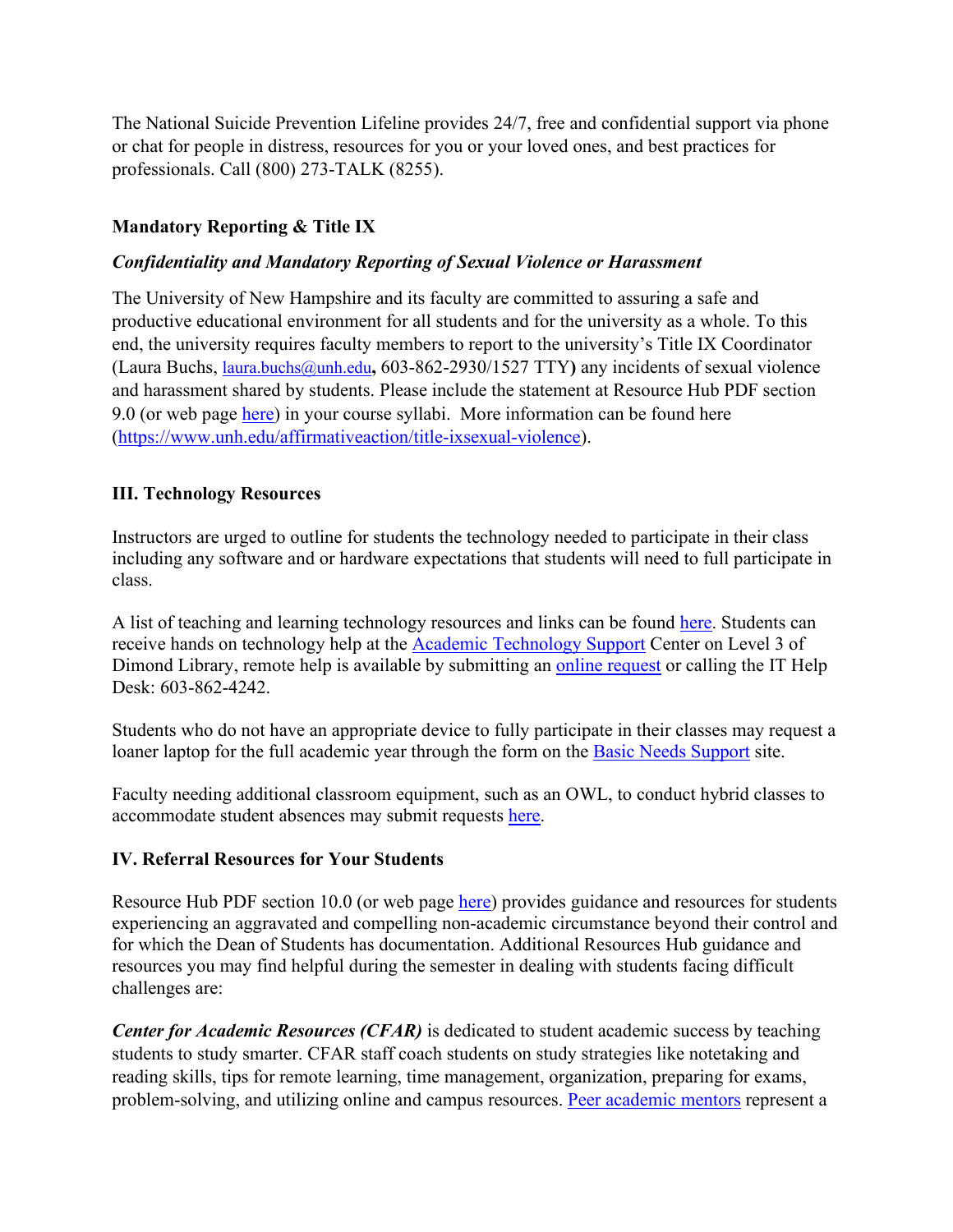The National Suicide Prevention Lifeline provides 24/7, free and confidential support via phone or chat for people in distress, resources for you or your loved ones, and best practices for professionals. Call (800) 273-TALK (8255).

### Mandatory Reporting & Title IX

#### *Confidentiality and Mandatory Reporting of Sexual Violence or Harassment*

The University of New Hampshire and its faculty are committed to assuring a safe and productive educational environment for all students and for the university as a whole. To this end, the university requires faculty members to report to the university's Title IX Coordinator (Laura Buchs, laura.buchs@unh.edu**,** 603-862-2930/1527 TTY**)** any incidents of sexual violence and harassment shared by students. Please include the statement at Resource Hub PDF section 9.0 (or web page here) in your course syllabi. More information can be found here (https://www.unh.edu/affirmativeaction/title-ixsexual-violence).

## III. Technology Resources

Instructors are urged to outline for students the technology needed to participate in their class including any software and or hardware expectations that students will need to full participate in class.

A list of teaching and learning technology resources and links can be found here. Students can receive hands on technology help at the Academic Technology Support Center on Level 3 of Dimond Library, remote help is available by submitting an online request or calling the IT Help Desk: 603-862-4242.

Students who do not have an appropriate device to fully participate in their classes may request a loaner laptop for the full academic year through the form on the Basic Needs Support site.

Faculty needing additional classroom equipment, such as an OWL, to conduct hybrid classes to accommodate student absences may submit requests here.

## IV. Referral Resources for Your Students

Resource Hub PDF section 10.0 (or web page here) provides guidance and resources for students experiencing an aggravated and compelling non-academic circumstance beyond their control and for which the Dean of Students has documentation. Additional Resources Hub guidance and resources you may find helpful during the semester in dealing with students facing difficult challenges are:

***Center for Academic Resources (CFAR)*** is dedicated to student academic success by teaching students to study smarter. CFAR staff coach students on study strategies like notetaking and reading skills, tips for remote learning, time management, organization, preparing for exams, problem-solving, and utilizing online and campus resources. Peer academic mentors represent a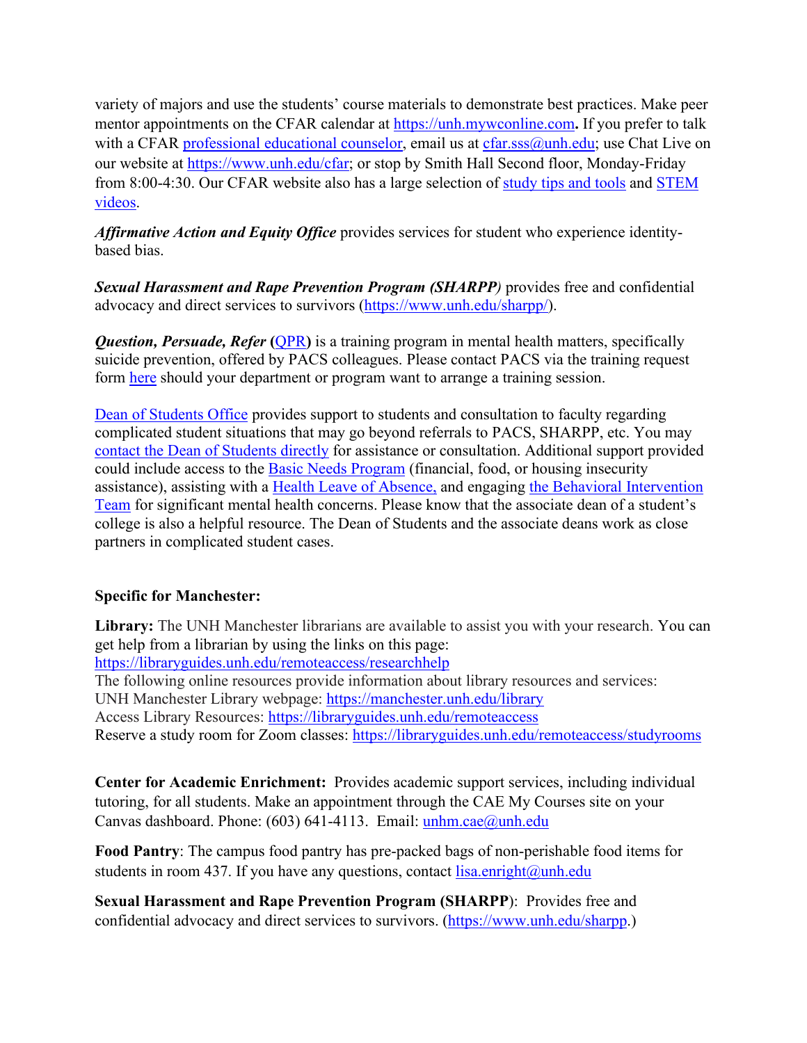variety of majors and use the students' course materials to demonstrate best practices. Make peer mentor appointments on the CFAR calendar at https://unh.mywconline.com**.** If you prefer to talk with a CFAR professional educational counselor, email us at cfar.sss@unh.edu; use Chat Live on our website at https://www.unh.edu/cfar; or stop by Smith Hall Second floor, Monday-Friday from 8:00-4:30. Our CFAR website also has a large selection of study tips and tools and STEM videos.

***Affirmative Action and Equity Office*** provides services for student who experience identity-based bias.

***Sexual Harassment and Rape Prevention Program (SHARPP)*** provides free and confidential advocacy and direct services to survivors (https://www.unh.edu/sharpp/).

***Question, Persuade, Refer*** **(**QPR**)** is a training program in mental health matters, specifically suicide prevention, offered by PACS colleagues. Please contact PACS via the training request form here should your department or program want to arrange a training session.

Dean of Students Office provides support to students and consultation to faculty regarding complicated student situations that may go beyond referrals to PACS, SHARPP, etc. You may contact the Dean of Students directly for assistance or consultation. Additional support provided could include access to the Basic Needs Program (financial, food, or housing insecurity assistance), assisting with a Health Leave of Absence, and engaging the Behavioral Intervention Team for significant mental health concerns. Please know that the associate dean of a student's college is also a helpful resource. The Dean of Students and the associate deans work as close partners in complicated student cases.

**Specific for Manchester:**

**Library:** The UNH Manchester librarians are available to assist you with your research. You can get help from a librarian by using the links on this page:
https://libraryguides.unh.edu/remoteaccess/researchhelp
The following online resources provide information about library resources and services:
UNH Manchester Library webpage: https://manchester.unh.edu/library
Access Library Resources: https://libraryguides.unh.edu/remoteaccess
Reserve a study room for Zoom classes: https://libraryguides.unh.edu/remoteaccess/studyrooms

**Center for Academic Enrichment:** Provides academic support services, including individual tutoring, for all students. Make an appointment through the CAE My Courses site on your Canvas dashboard. Phone: (603) 641-4113. Email: unhm.cae@unh.edu

**Food Pantry**: The campus food pantry has pre-packed bags of non-perishable food items for students in room 437. If you have any questions, contact lisa.enright@unh.edu

**Sexual Harassment and Rape Prevention Program (SHARPP)**: Provides free and confidential advocacy and direct services to survivors. (https://www.unh.edu/sharpp.)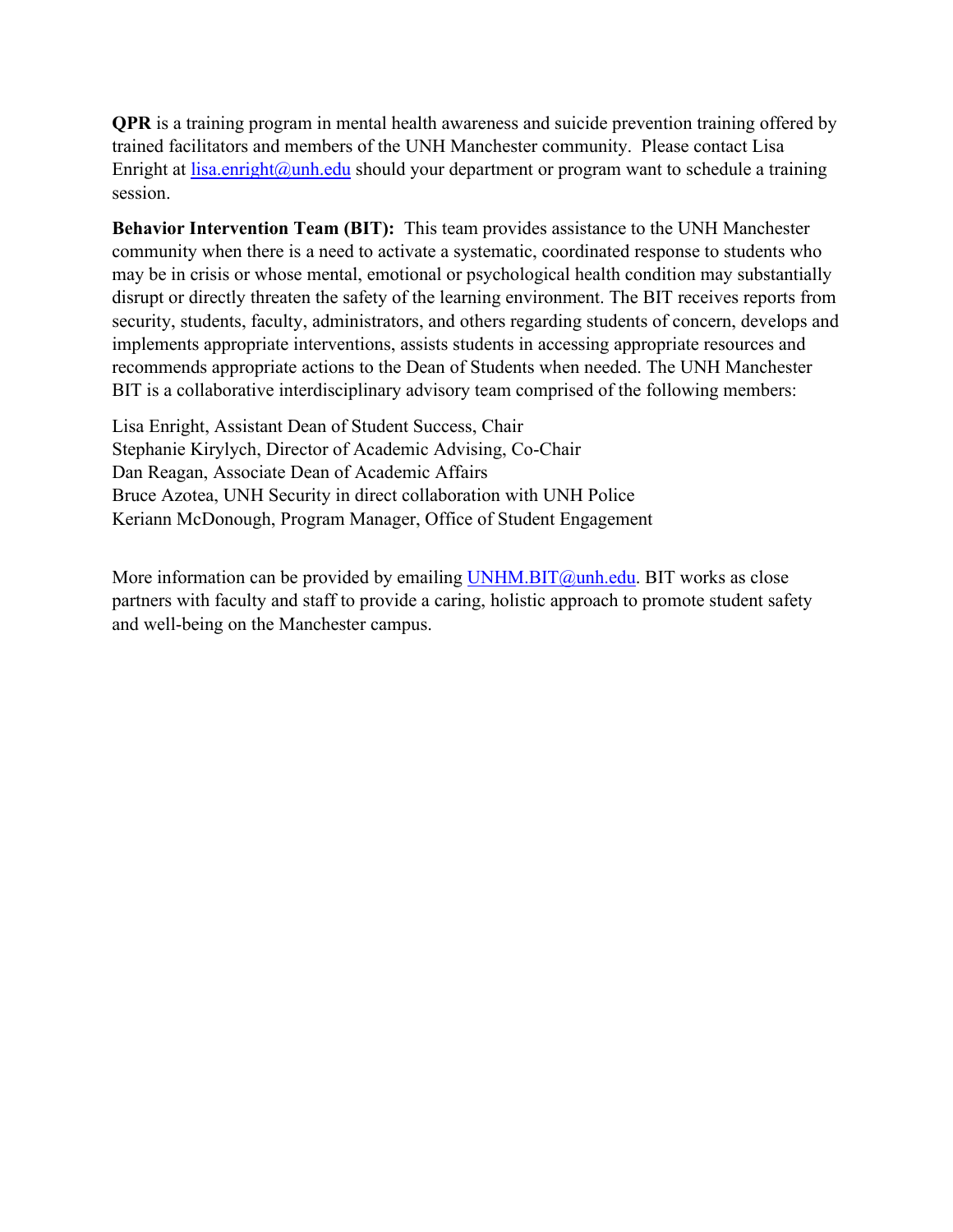**QPR** is a training program in mental health awareness and suicide prevention training offered by trained facilitators and members of the UNH Manchester community. Please contact Lisa Enright at lisa.enright@unh.edu should your department or program want to schedule a training session.

**Behavior Intervention Team (BIT):** This team provides assistance to the UNH Manchester community when there is a need to activate a systematic, coordinated response to students who may be in crisis or whose mental, emotional or psychological health condition may substantially disrupt or directly threaten the safety of the learning environment. The BIT receives reports from security, students, faculty, administrators, and others regarding students of concern, develops and implements appropriate interventions, assists students in accessing appropriate resources and recommends appropriate actions to the Dean of Students when needed. The UNH Manchester BIT is a collaborative interdisciplinary advisory team comprised of the following members:

Lisa Enright, Assistant Dean of Student Success, Chair
Stephanie Kirylych, Director of Academic Advising, Co-Chair
Dan Reagan, Associate Dean of Academic Affairs
Bruce Azotea, UNH Security in direct collaboration with UNH Police
Keriann McDonough, Program Manager, Office of Student Engagement

More information can be provided by emailing UNHM.BIT@unh.edu. BIT works as close partners with faculty and staff to provide a caring, holistic approach to promote student safety and well-being on the Manchester campus.